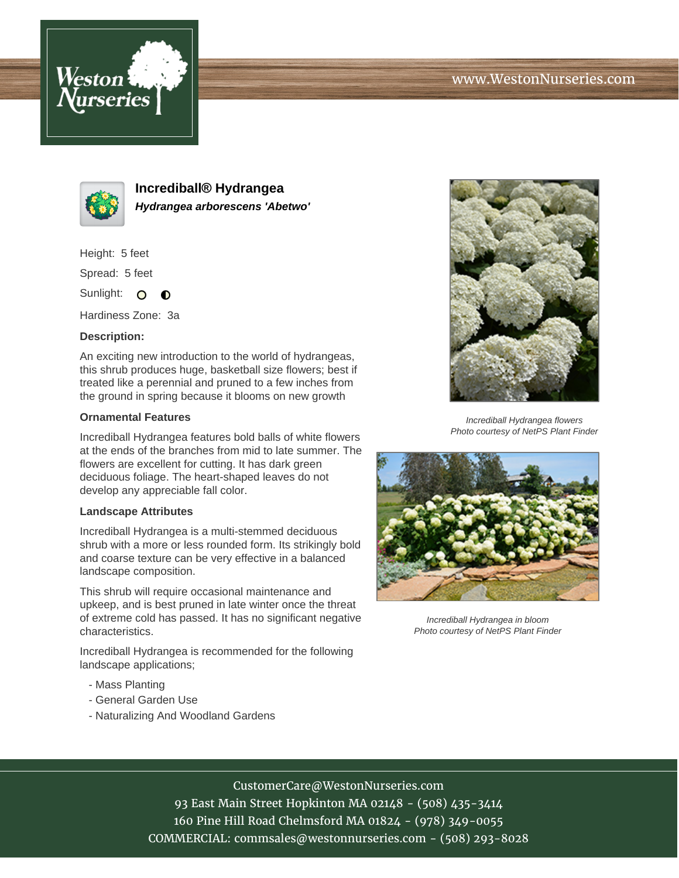www.WestonNurseries.com

# Incrediball® Hydrangea

***Hydrangea arborescens 'Abetwo'***

Height: 5 feet

Spread: 5 feet

Sunlight: ○ ◐

Hardiness Zone: 3a

**Description:**

An exciting new introduction to the world of hydrangeas, this shrub produces huge, basketball size flowers; best if treated like a perennial and pruned to a few inches from the ground in spring because it blooms on new growth

### Ornamental Features

Incrediball Hydrangea features bold balls of white flowers at the ends of the branches from mid to late summer. The flowers are excellent for cutting. It has dark green deciduous foliage. The heart-shaped leaves do not develop any appreciable fall color.

### Landscape Attributes

Incrediball Hydrangea is a multi-stemmed deciduous shrub with a more or less rounded form. Its strikingly bold and coarse texture can be very effective in a balanced landscape composition.

This shrub will require occasional maintenance and upkeep, and is best pruned in late winter once the threat of extreme cold has passed. It has no significant negative characteristics.

Incrediball Hydrangea is recommended for the following landscape applications;

- Mass Planting
- General Garden Use
- Naturalizing And Woodland Gardens

*Incrediball Hydrangea flowers*
*Photo courtesy of NetPS Plant Finder*

*Incrediball Hydrangea in bloom*
*Photo courtesy of NetPS Plant Finder*

CustomerCare@WestonNurseries.com
93 East Main Street Hopkinton MA 02148 - (508) 435-3414
160 Pine Hill Road Chelmsford MA 01824 - (978) 349-0055
COMMERCIAL: commsales@westonnurseries.com - (508) 293-8028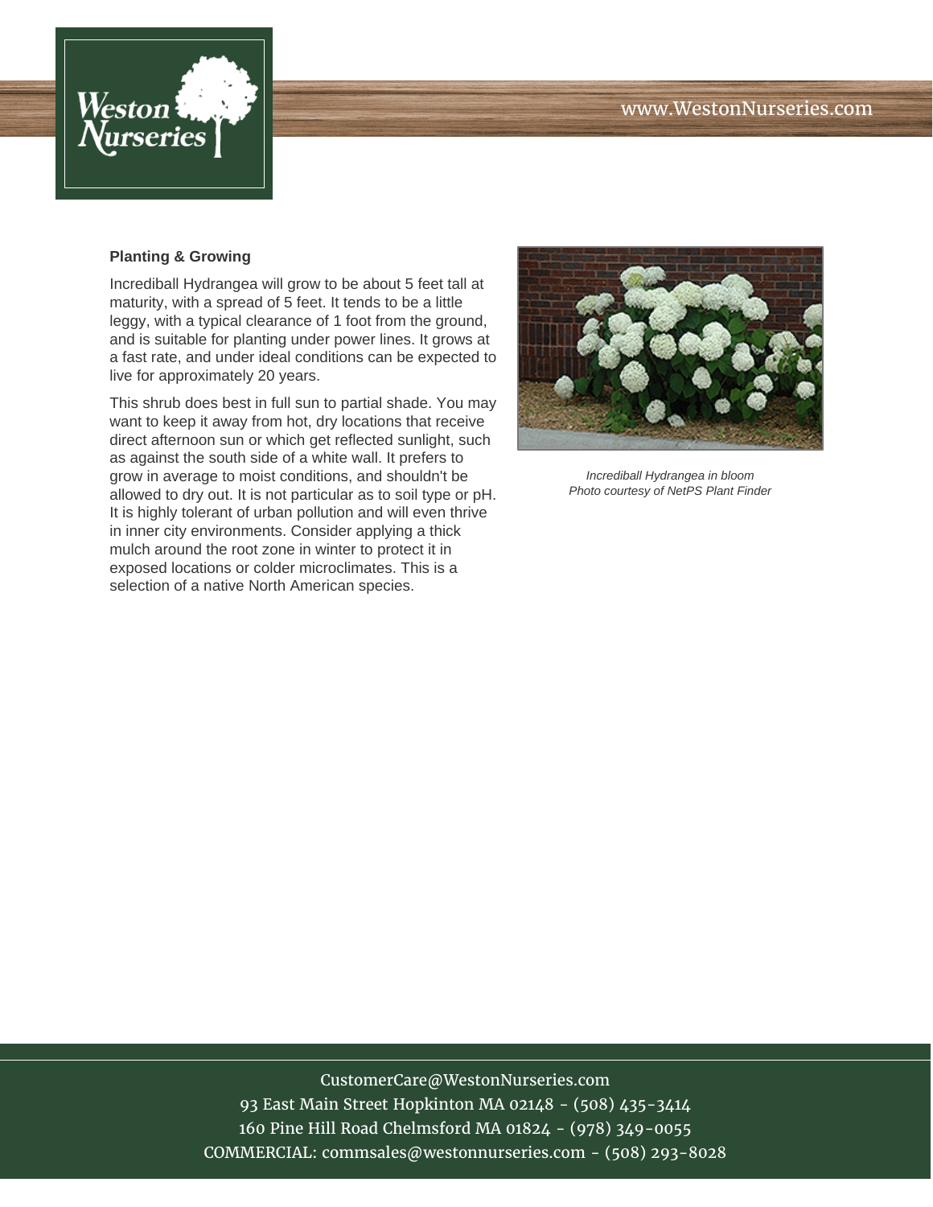### Planting & Growing

Incrediball Hydrangea will grow to be about 5 feet tall at maturity, with a spread of 5 feet. It tends to be a little leggy, with a typical clearance of 1 foot from the ground, and is suitable for planting under power lines. It grows at a fast rate, and under ideal conditions can be expected to live for approximately 20 years.

This shrub does best in full sun to partial shade. You may want to keep it away from hot, dry locations that receive direct afternoon sun or which get reflected sunlight, such as against the south side of a white wall. It prefers to grow in average to moist conditions, and shouldn't be allowed to dry out. It is not particular as to soil type or pH. It is highly tolerant of urban pollution and will even thrive in inner city environments. Consider applying a thick mulch around the root zone in winter to protect it in exposed locations or colder microclimates. This is a selection of a native North American species.

*Incrediball Hydrangea in bloom*
*Photo courtesy of NetPS Plant Finder*

CustomerCare@WestonNurseries.com
93 East Main Street Hopkinton MA 02148 - (508) 435-3414
160 Pine Hill Road Chelmsford MA 01824 - (978) 349-0055
COMMERCIAL: commsales@westonnurseries.com - (508) 293-8028